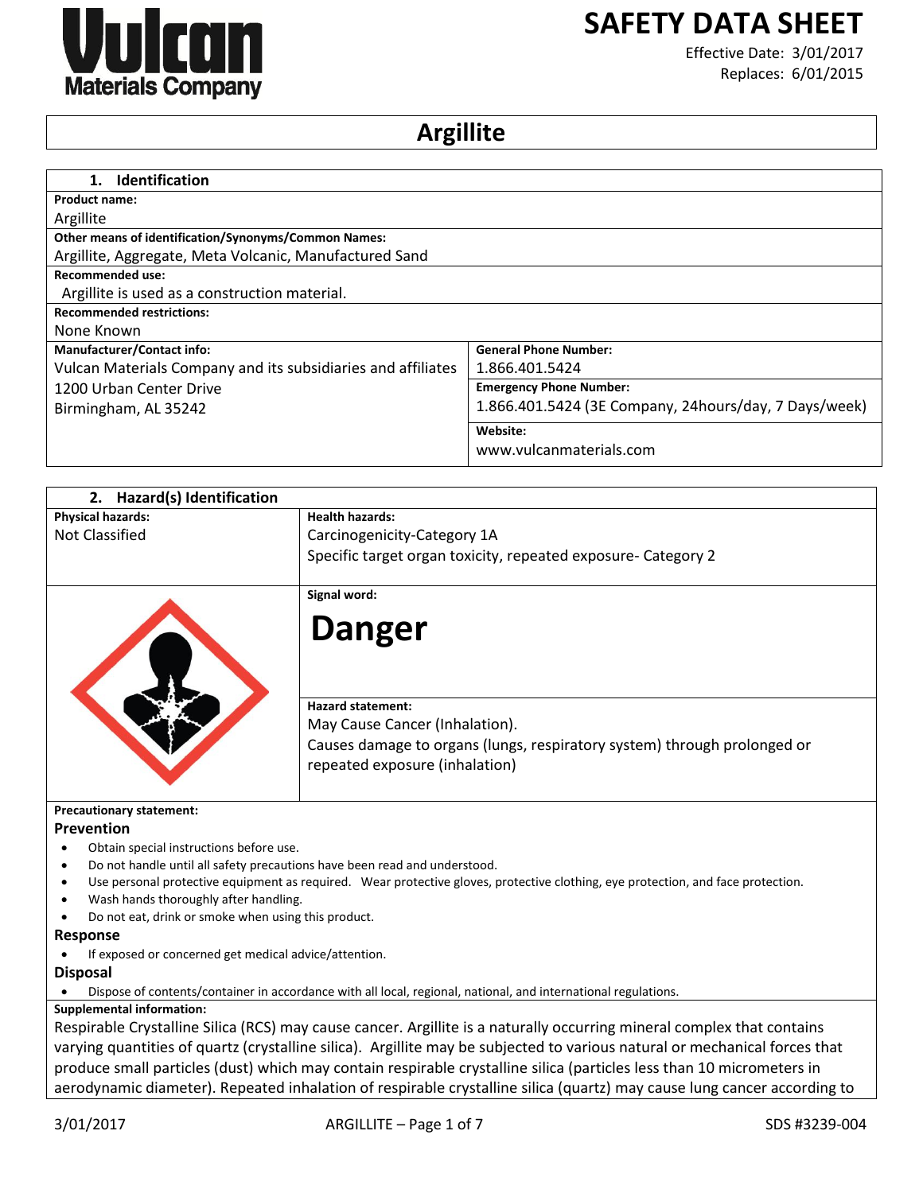Vulcan Materials Company

# SAFETY DATA SHEET

Effective Date: 3/01/2017
Replaces: 6/01/2015

# Argillite

## 1. Identification

**Product name:**
Argillite

**Other means of identification/Synonyms/Common Names:**
Argillite, Aggregate, Meta Volcanic, Manufactured Sand

**Recommended use:**
Argillite is used as a construction material.

**Recommended restrictions:**
None Known

| **Manufacturer/Contact info:** | **General Phone Number:** |
|---|---|
| Vulcan Materials Company and its subsidiaries and affiliates | 1.866.401.5424 |
| 1200 Urban Center Drive | **Emergency Phone Number:** |
| Birmingham, AL 35242 | 1.866.401.5424 (3E Company, 24hours/day, 7 Days/week) |
| | **Website:** |
| | www.vulcanmaterials.com |

## 2. Hazard(s) Identification

| **Physical hazards:** | **Health hazards:** |
|---|---|
| Not Classified | Carcinogenicity-Category 1A<br>Specific target organ toxicity, repeated exposure- Category 2 |

**Signal word:**

**Danger**

**Hazard statement:**
May Cause Cancer (Inhalation).
Causes damage to organs (lungs, respiratory system) through prolonged or repeated exposure (inhalation)

**Precautionary statement:**

### Prevention

- Obtain special instructions before use.
- Do not handle until all safety precautions have been read and understood.
- Use personal protective equipment as required. Wear protective gloves, protective clothing, eye protection, and face protection.
- Wash hands thoroughly after handling.
- Do not eat, drink or smoke when using this product.

### Response

- If exposed or concerned get medical advice/attention.

### Disposal

- Dispose of contents/container in accordance with all local, regional, national, and international regulations.

**Supplemental information:**
Respirable Crystalline Silica (RCS) may cause cancer. Argillite is a naturally occurring mineral complex that contains varying quantities of quartz (crystalline silica). Argillite may be subjected to various natural or mechanical forces that produce small particles (dust) which may contain respirable crystalline silica (particles less than 10 micrometers in aerodynamic diameter). Repeated inhalation of respirable crystalline silica (quartz) may cause lung cancer according to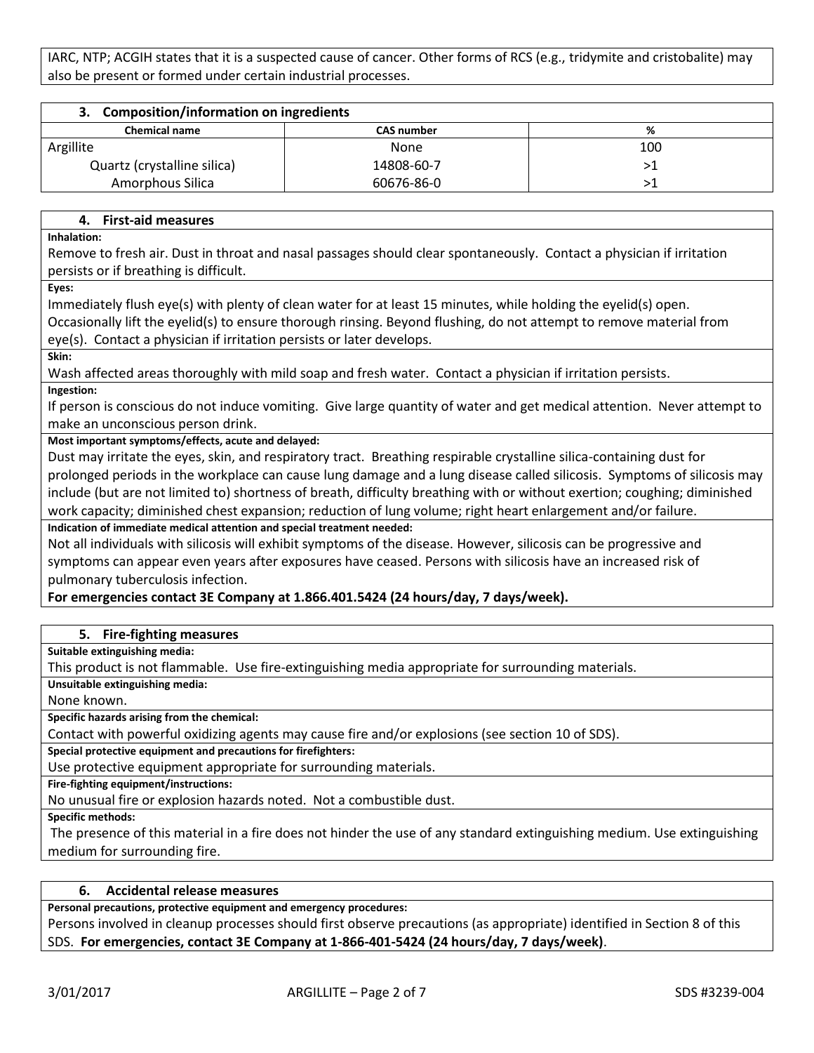IARC, NTP; ACGIH states that it is a suspected cause of cancer. Other forms of RCS (e.g., tridymite and cristobalite) may also be present or formed under certain industrial processes.

## 3. Composition/information on ingredients

| Chemical name | CAS number | % |
|---|---|---|
| Argillite | None | 100 |
| Quartz (crystalline silica) | 14808-60-7 | >1 |
| Amorphous Silica | 60676-86-0 | >1 |

## 4. First-aid measures

**Inhalation:**

Remove to fresh air. Dust in throat and nasal passages should clear spontaneously. Contact a physician if irritation persists or if breathing is difficult.

**Eyes:**

Immediately flush eye(s) with plenty of clean water for at least 15 minutes, while holding the eyelid(s) open. Occasionally lift the eyelid(s) to ensure thorough rinsing. Beyond flushing, do not attempt to remove material from eye(s). Contact a physician if irritation persists or later develops.

**Skin:**

Wash affected areas thoroughly with mild soap and fresh water. Contact a physician if irritation persists.

**Ingestion:**

If person is conscious do not induce vomiting. Give large quantity of water and get medical attention. Never attempt to make an unconscious person drink.

**Most important symptoms/effects, acute and delayed:**

Dust may irritate the eyes, skin, and respiratory tract. Breathing respirable crystalline silica-containing dust for prolonged periods in the workplace can cause lung damage and a lung disease called silicosis. Symptoms of silicosis may include (but are not limited to) shortness of breath, difficulty breathing with or without exertion; coughing; diminished work capacity; diminished chest expansion; reduction of lung volume; right heart enlargement and/or failure.

**Indication of immediate medical attention and special treatment needed:**

Not all individuals with silicosis will exhibit symptoms of the disease. However, silicosis can be progressive and symptoms can appear even years after exposures have ceased. Persons with silicosis have an increased risk of pulmonary tuberculosis infection.

**For emergencies contact 3E Company at 1.866.401.5424 (24 hours/day, 7 days/week).**

## 5. Fire-fighting measures

**Suitable extinguishing media:**

This product is not flammable. Use fire-extinguishing media appropriate for surrounding materials.

**Unsuitable extinguishing media:**

None known.

**Specific hazards arising from the chemical:**

Contact with powerful oxidizing agents may cause fire and/or explosions (see section 10 of SDS).

**Special protective equipment and precautions for firefighters:**

Use protective equipment appropriate for surrounding materials.

**Fire-fighting equipment/instructions:**

No unusual fire or explosion hazards noted. Not a combustible dust.

**Specific methods:**

The presence of this material in a fire does not hinder the use of any standard extinguishing medium. Use extinguishing medium for surrounding fire.

## 6. Accidental release measures

**Personal precautions, protective equipment and emergency procedures:**

Persons involved in cleanup processes should first observe precautions (as appropriate) identified in Section 8 of this SDS. **For emergencies, contact 3E Company at 1-866-401-5424 (24 hours/day, 7 days/week)**.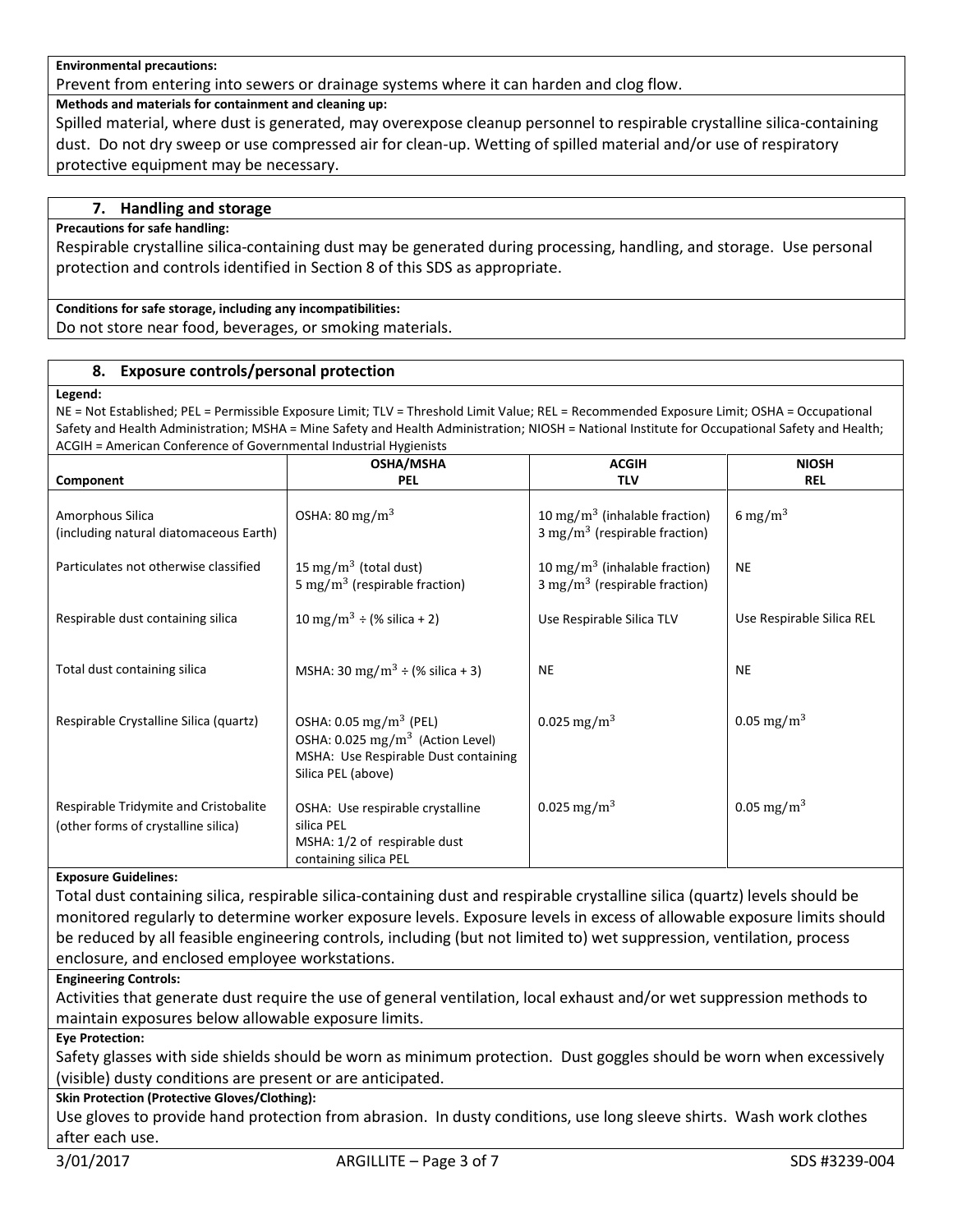**Environmental precautions:**

Prevent from entering into sewers or drainage systems where it can harden and clog flow.

**Methods and materials for containment and cleaning up:**

Spilled material, where dust is generated, may overexpose cleanup personnel to respirable crystalline silica-containing dust. Do not dry sweep or use compressed air for clean-up. Wetting of spilled material and/or use of respiratory protective equipment may be necessary.

## 7. Handling and storage

**Precautions for safe handling:**

Respirable crystalline silica-containing dust may be generated during processing, handling, and storage. Use personal protection and controls identified in Section 8 of this SDS as appropriate.

**Conditions for safe storage, including any incompatibilities:**

Do not store near food, beverages, or smoking materials.

## 8. Exposure controls/personal protection

**Legend:**

NE = Not Established; PEL = Permissible Exposure Limit; TLV = Threshold Limit Value; REL = Recommended Exposure Limit; OSHA = Occupational Safety and Health Administration; MSHA = Mine Safety and Health Administration; NIOSH = National Institute for Occupational Safety and Health; ACGIH = American Conference of Governmental Industrial Hygienists

| Component | OSHA/MSHA PEL | ACGIH TLV | NIOSH REL |
|---|---|---|---|
| Amorphous Silica (including natural diatomaceous Earth) | OSHA: 80 $mg/m^3$ | 10 $mg/m^3$ (inhalable fraction)<br>3 $mg/m^3$ (respirable fraction) | 6 $mg/m^3$ |
| Particulates not otherwise classified | 15 $mg/m^3$ (total dust)<br>5 $mg/m^3$ (respirable fraction) | 10 $mg/m^3$ (inhalable fraction)<br>3 $mg/m^3$ (respirable fraction) | NE |
| Respirable dust containing silica | 10 $mg/m^3$ ÷ (% silica + 2) | Use Respirable Silica TLV | Use Respirable Silica REL |
| Total dust containing silica | MSHA: 30 $mg/m^3$ ÷ (% silica + 3) | NE | NE |
| Respirable Crystalline Silica (quartz) | OSHA: 0.05 $mg/m^3$ (PEL)<br>OSHA: 0.025 $mg/m^3$ (Action Level)<br>MSHA: Use Respirable Dust containing Silica PEL (above) | 0.025 $mg/m^3$ | 0.05 $mg/m^3$ |
| Respirable Tridymite and Cristobalite (other forms of crystalline silica) | OSHA: Use respirable crystalline silica PEL<br>MSHA: 1/2 of respirable dust containing silica PEL | 0.025 $mg/m^3$ | 0.05 $mg/m^3$ |

**Exposure Guidelines:**

Total dust containing silica, respirable silica-containing dust and respirable crystalline silica (quartz) levels should be monitored regularly to determine worker exposure levels. Exposure levels in excess of allowable exposure limits should be reduced by all feasible engineering controls, including (but not limited to) wet suppression, ventilation, process enclosure, and enclosed employee workstations.

**Engineering Controls:**

Activities that generate dust require the use of general ventilation, local exhaust and/or wet suppression methods to maintain exposures below allowable exposure limits.

**Eye Protection:**

Safety glasses with side shields should be worn as minimum protection. Dust goggles should be worn when excessively (visible) dusty conditions are present or are anticipated.

**Skin Protection (Protective Gloves/Clothing):**

Use gloves to provide hand protection from abrasion. In dusty conditions, use long sleeve shirts. Wash work clothes after each use.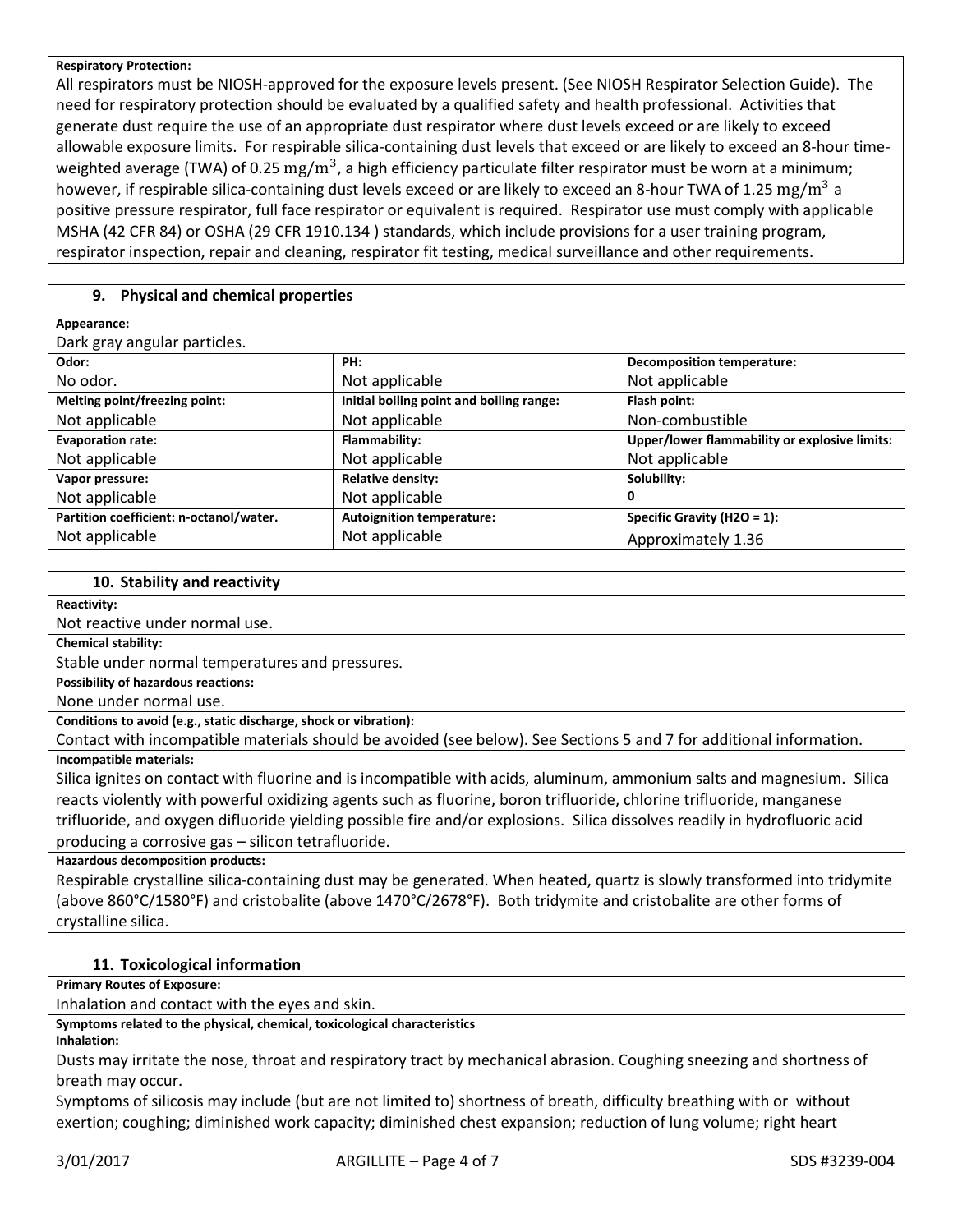**Respiratory Protection:**

All respirators must be NIOSH-approved for the exposure levels present. (See NIOSH Respirator Selection Guide). The need for respiratory protection should be evaluated by a qualified safety and health professional. Activities that generate dust require the use of an appropriate dust respirator where dust levels exceed or are likely to exceed allowable exposure limits. For respirable silica-containing dust levels that exceed or are likely to exceed an 8-hour time-weighted average (TWA) of 0.25 $mg/m^3$, a high efficiency particulate filter respirator must be worn at a minimum; however, if respirable silica-containing dust levels exceed or are likely to exceed an 8-hour TWA of 1.25 $mg/m^3$ a positive pressure respirator, full face respirator or equivalent is required. Respirator use must comply with applicable MSHA (42 CFR 84) or OSHA (29 CFR 1910.134 ) standards, which include provisions for a user training program, respirator inspection, repair and cleaning, respirator fit testing, medical surveillance and other requirements.

## 9. Physical and chemical properties

**Appearance:**

Dark gray angular particles.

| **Odor:** | **PH:** | **Decomposition temperature:** |
|---|---|---|
| No odor. | Not applicable | Not applicable |
| **Melting point/freezing point:** | **Initial boiling point and boiling range:** | **Flash point:** |
| Not applicable | Not applicable | Non-combustible |
| **Evaporation rate:** | **Flammability:** | **Upper/lower flammability or explosive limits:** |
| Not applicable | Not applicable | Not applicable |
| **Vapor pressure:** | **Relative density:** | **Solubility:** |
| Not applicable | Not applicable | 0 |
| **Partition coefficient: n-octanol/water.** | **Autoignition temperature:** | **Specific Gravity (H2O = 1):** |
| Not applicable | Not applicable | Approximately 1.36 |

## 10. Stability and reactivity

**Reactivity:**

Not reactive under normal use.

**Chemical stability:**

Stable under normal temperatures and pressures.

**Possibility of hazardous reactions:**

None under normal use.

**Conditions to avoid (e.g., static discharge, shock or vibration):**

Contact with incompatible materials should be avoided (see below). See Sections 5 and 7 for additional information.

**Incompatible materials:**

Silica ignites on contact with fluorine and is incompatible with acids, aluminum, ammonium salts and magnesium. Silica reacts violently with powerful oxidizing agents such as fluorine, boron trifluoride, chlorine trifluoride, manganese trifluoride, and oxygen difluoride yielding possible fire and/or explosions. Silica dissolves readily in hydrofluoric acid producing a corrosive gas – silicon tetrafluoride.

**Hazardous decomposition products:**

Respirable crystalline silica-containing dust may be generated. When heated, quartz is slowly transformed into tridymite (above 860°C/1580°F) and cristobalite (above 1470°C/2678°F). Both tridymite and cristobalite are other forms of crystalline silica.

## 11. Toxicological information

**Primary Routes of Exposure:**

Inhalation and contact with the eyes and skin.

**Symptoms related to the physical, chemical, toxicological characteristics**

**Inhalation:**

Dusts may irritate the nose, throat and respiratory tract by mechanical abrasion. Coughing sneezing and shortness of breath may occur.

Symptoms of silicosis may include (but are not limited to) shortness of breath, difficulty breathing with or without exertion; coughing; diminished work capacity; diminished chest expansion; reduction of lung volume; right heart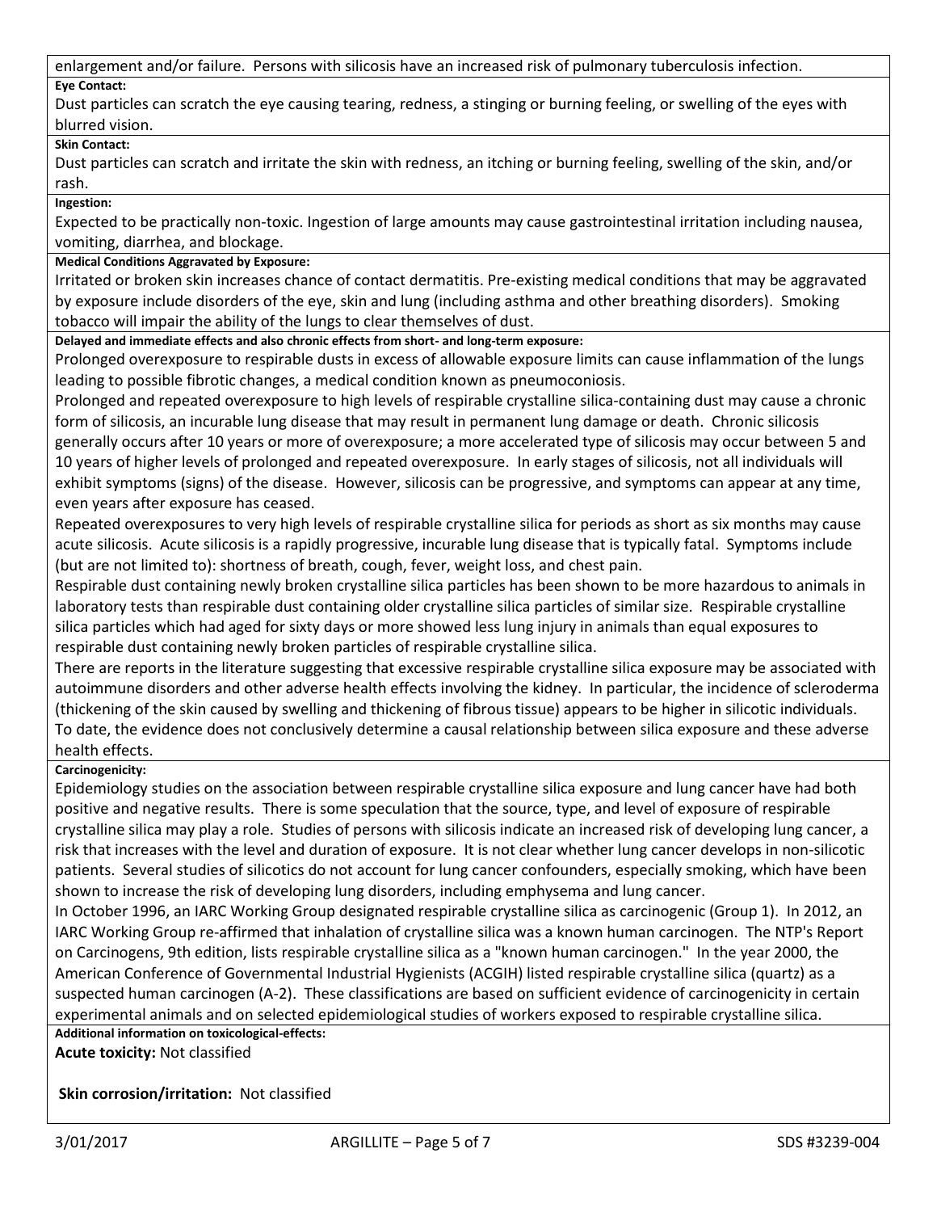enlargement and/or failure. Persons with silicosis have an increased risk of pulmonary tuberculosis infection.

**Eye Contact:**

Dust particles can scratch the eye causing tearing, redness, a stinging or burning feeling, or swelling of the eyes with blurred vision.

**Skin Contact:**

Dust particles can scratch and irritate the skin with redness, an itching or burning feeling, swelling of the skin, and/or rash.

**Ingestion:**

Expected to be practically non-toxic. Ingestion of large amounts may cause gastrointestinal irritation including nausea, vomiting, diarrhea, and blockage.

**Medical Conditions Aggravated by Exposure:**

Irritated or broken skin increases chance of contact dermatitis. Pre-existing medical conditions that may be aggravated by exposure include disorders of the eye, skin and lung (including asthma and other breathing disorders). Smoking tobacco will impair the ability of the lungs to clear themselves of dust.

**Delayed and immediate effects and also chronic effects from short- and long-term exposure:**

Prolonged overexposure to respirable dusts in excess of allowable exposure limits can cause inflammation of the lungs leading to possible fibrotic changes, a medical condition known as pneumoconiosis.

Prolonged and repeated overexposure to high levels of respirable crystalline silica-containing dust may cause a chronic form of silicosis, an incurable lung disease that may result in permanent lung damage or death. Chronic silicosis generally occurs after 10 years or more of overexposure; a more accelerated type of silicosis may occur between 5 and 10 years of higher levels of prolonged and repeated overexposure. In early stages of silicosis, not all individuals will exhibit symptoms (signs) of the disease. However, silicosis can be progressive, and symptoms can appear at any time, even years after exposure has ceased.

Repeated overexposures to very high levels of respirable crystalline silica for periods as short as six months may cause acute silicosis. Acute silicosis is a rapidly progressive, incurable lung disease that is typically fatal. Symptoms include (but are not limited to): shortness of breath, cough, fever, weight loss, and chest pain.

Respirable dust containing newly broken crystalline silica particles has been shown to be more hazardous to animals in laboratory tests than respirable dust containing older crystalline silica particles of similar size. Respirable crystalline silica particles which had aged for sixty days or more showed less lung injury in animals than equal exposures to respirable dust containing newly broken particles of respirable crystalline silica.

There are reports in the literature suggesting that excessive respirable crystalline silica exposure may be associated with autoimmune disorders and other adverse health effects involving the kidney. In particular, the incidence of scleroderma (thickening of the skin caused by swelling and thickening of fibrous tissue) appears to be higher in silicotic individuals. To date, the evidence does not conclusively determine a causal relationship between silica exposure and these adverse health effects.

**Carcinogenicity:**

Epidemiology studies on the association between respirable crystalline silica exposure and lung cancer have had both positive and negative results. There is some speculation that the source, type, and level of exposure of respirable crystalline silica may play a role. Studies of persons with silicosis indicate an increased risk of developing lung cancer, a risk that increases with the level and duration of exposure. It is not clear whether lung cancer develops in non-silicotic patients. Several studies of silicotics do not account for lung cancer confounders, especially smoking, which have been shown to increase the risk of developing lung disorders, including emphysema and lung cancer.

In October 1996, an IARC Working Group designated respirable crystalline silica as carcinogenic (Group 1). In 2012, an IARC Working Group re-affirmed that inhalation of crystalline silica was a known human carcinogen. The NTP's Report on Carcinogens, 9th edition, lists respirable crystalline silica as a "known human carcinogen." In the year 2000, the American Conference of Governmental Industrial Hygienists (ACGIH) listed respirable crystalline silica (quartz) as a suspected human carcinogen (A-2). These classifications are based on sufficient evidence of carcinogenicity in certain experimental animals and on selected epidemiological studies of workers exposed to respirable crystalline silica.

**Additional information on toxicological-effects:**

**Acute toxicity:** Not classified

**Skin corrosion/irritation:** Not classified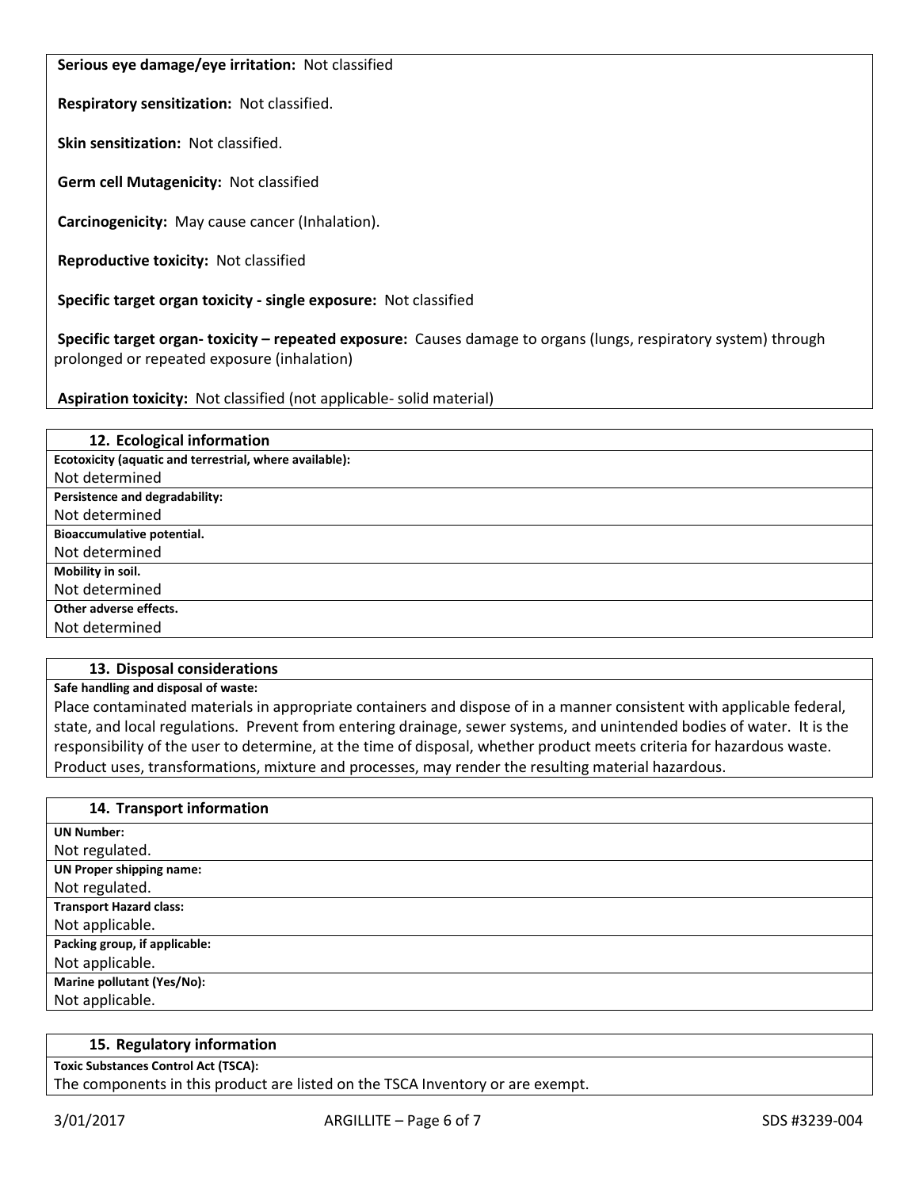**Serious eye damage/eye irritation:** Not classified

**Respiratory sensitization:** Not classified.

**Skin sensitization:** Not classified.

**Germ cell Mutagenicity:** Not classified

**Carcinogenicity:** May cause cancer (Inhalation).

**Reproductive toxicity:** Not classified

**Specific target organ toxicity - single exposure:** Not classified

**Specific target organ- toxicity – repeated exposure:** Causes damage to organs (lungs, respiratory system) through prolonged or repeated exposure (inhalation)

**Aspiration toxicity:** Not classified (not applicable- solid material)

## 12. Ecological information

**Ecotoxicity (aquatic and terrestrial, where available):**
Not determined

**Persistence and degradability:**
Not determined

**Bioaccumulative potential.**
Not determined

**Mobility in soil.**
Not determined

**Other adverse effects.**
Not determined

## 13. Disposal considerations

**Safe handling and disposal of waste:**
Place contaminated materials in appropriate containers and dispose of in a manner consistent with applicable federal, state, and local regulations. Prevent from entering drainage, sewer systems, and unintended bodies of water. It is the responsibility of the user to determine, at the time of disposal, whether product meets criteria for hazardous waste. Product uses, transformations, mixture and processes, may render the resulting material hazardous.

## 14. Transport information

**UN Number:**
Not regulated.

**UN Proper shipping name:**
Not regulated.

**Transport Hazard class:**
Not applicable.

**Packing group, if applicable:**
Not applicable.

**Marine pollutant (Yes/No):**
Not applicable.

## 15. Regulatory information

**Toxic Substances Control Act (TSCA):**
The components in this product are listed on the TSCA Inventory or are exempt.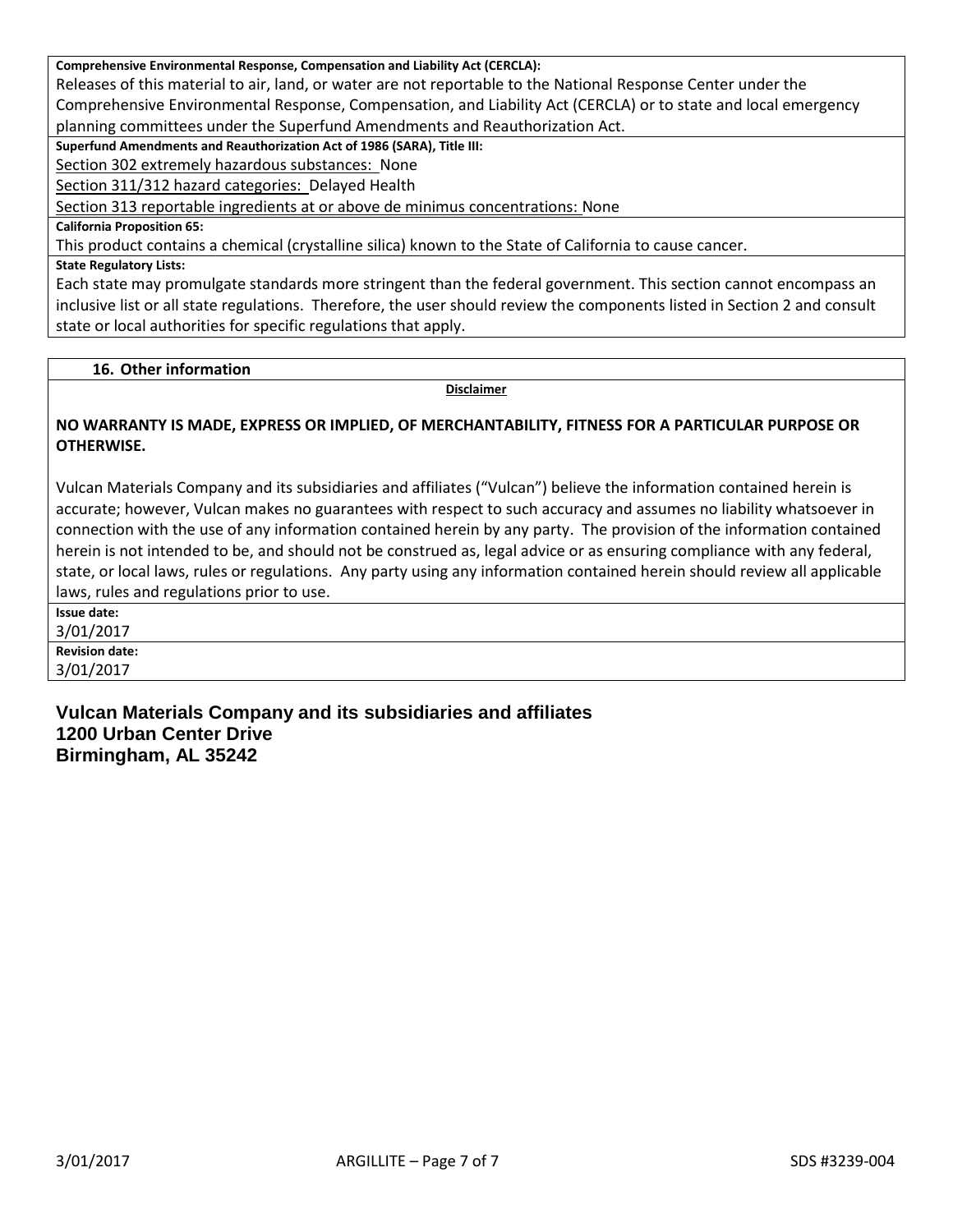**Comprehensive Environmental Response, Compensation and Liability Act (CERCLA):**

Releases of this material to air, land, or water are not reportable to the National Response Center under the Comprehensive Environmental Response, Compensation, and Liability Act (CERCLA) or to state and local emergency planning committees under the Superfund Amendments and Reauthorization Act.

**Superfund Amendments and Reauthorization Act of 1986 (SARA), Title III:**

Section 302 extremely hazardous substances: None

Section 311/312 hazard categories: Delayed Health

Section 313 reportable ingredients at or above de minimus concentrations: None

**California Proposition 65:**

This product contains a chemical (crystalline silica) known to the State of California to cause cancer.

**State Regulatory Lists:**

Each state may promulgate standards more stringent than the federal government. This section cannot encompass an inclusive list or all state regulations. Therefore, the user should review the components listed in Section 2 and consult state or local authorities for specific regulations that apply.

## 16. Other information

**Disclaimer**

**NO WARRANTY IS MADE, EXPRESS OR IMPLIED, OF MERCHANTABILITY, FITNESS FOR A PARTICULAR PURPOSE OR OTHERWISE.**

Vulcan Materials Company and its subsidiaries and affiliates ("Vulcan") believe the information contained herein is accurate; however, Vulcan makes no guarantees with respect to such accuracy and assumes no liability whatsoever in connection with the use of any information contained herein by any party. The provision of the information contained herein is not intended to be, and should not be construed as, legal advice or as ensuring compliance with any federal, state, or local laws, rules or regulations. Any party using any information contained herein should review all applicable laws, rules and regulations prior to use.

**Issue date:**

3/01/2017

**Revision date:**

3/01/2017

**Vulcan Materials Company and its subsidiaries and affiliates**
**1200 Urban Center Drive**
**Birmingham, AL 35242**